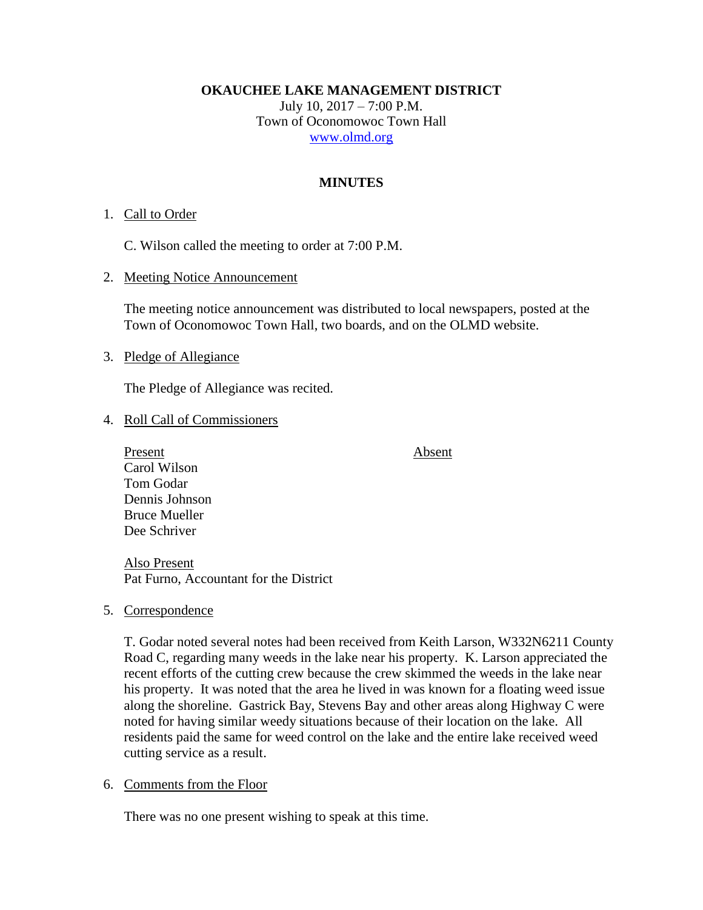# OKAUCHEE LAKE MANAGEMENT DISTRICT

July 10, 2017 – 7:00 P.M.
Town of Oconomowoc Town Hall
www.olmd.org

## MINUTES

1. Call to Order

   C. Wilson called the meeting to order at 7:00 P.M.

2. Meeting Notice Announcement

   The meeting notice announcement was distributed to local newspapers, posted at the Town of Oconomowoc Town Hall, two boards, and on the OLMD website.

3. Pledge of Allegiance

   The Pledge of Allegiance was recited.

4. Roll Call of Commissioners

| Present | Absent |
|---|---|
| Carol Wilson | |
| Tom Godar | |
| Dennis Johnson | |
| Bruce Mueller | |
| Dee Schriver | |

   Also Present
   Pat Furno, Accountant for the District

5. Correspondence

   T. Godar noted several notes had been received from Keith Larson, W332N6211 County Road C, regarding many weeds in the lake near his property. K. Larson appreciated the recent efforts of the cutting crew because the crew skimmed the weeds in the lake near his property. It was noted that the area he lived in was known for a floating weed issue along the shoreline. Gastrick Bay, Stevens Bay and other areas along Highway C were noted for having similar weedy situations because of their location on the lake. All residents paid the same for weed control on the lake and the entire lake received weed cutting service as a result.

6. Comments from the Floor

   There was no one present wishing to speak at this time.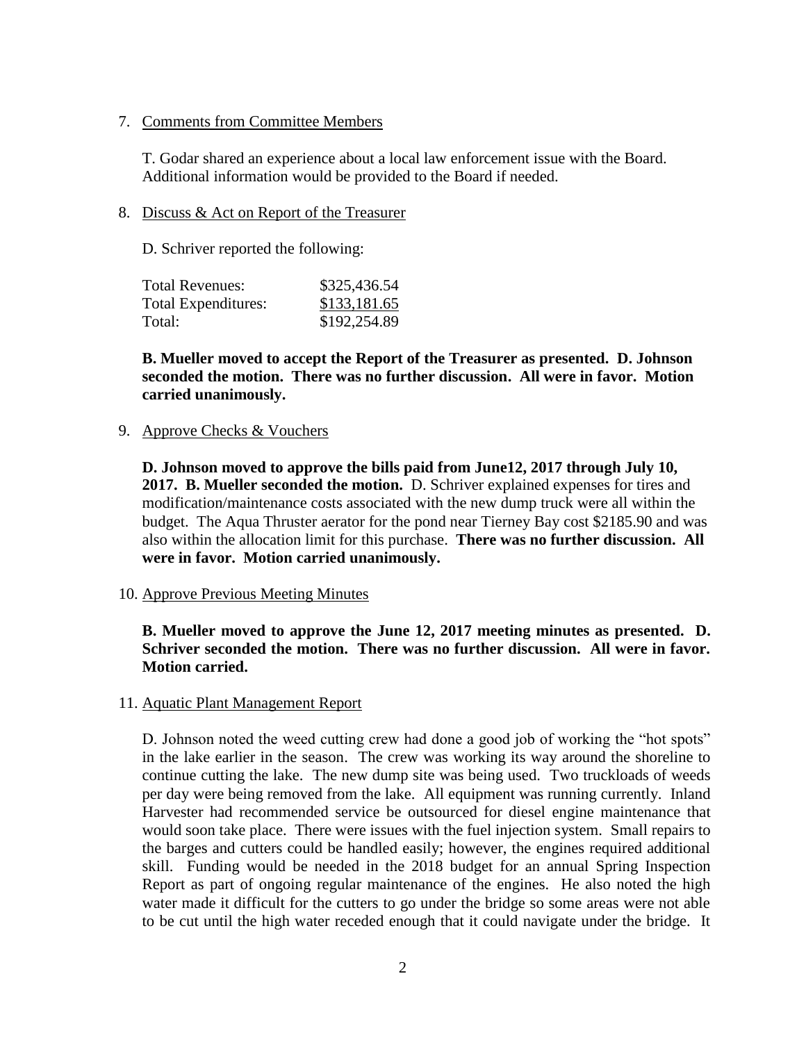7. Comments from Committee Members

   T. Godar shared an experience about a local law enforcement issue with the Board. Additional information would be provided to the Board if needed.

8. Discuss & Act on Report of the Treasurer

   D. Schriver reported the following:

   | | |
   |---|---|
   | Total Revenues: | \$325,436.54 |
   | Total Expenditures: | \$133,181.65 |
   | Total: | \$192,254.89 |

   **B. Mueller moved to accept the Report of the Treasurer as presented. D. Johnson seconded the motion. There was no further discussion. All were in favor. Motion carried unanimously.**

9. Approve Checks & Vouchers

   **D. Johnson moved to approve the bills paid from June12, 2017 through July 10, 2017. B. Mueller seconded the motion.** D. Schriver explained expenses for tires and modification/maintenance costs associated with the new dump truck were all within the budget. The Aqua Thruster aerator for the pond near Tierney Bay cost \$2185.90 and was also within the allocation limit for this purchase. **There was no further discussion. All were in favor. Motion carried unanimously.**

10. Approve Previous Meeting Minutes

    **B. Mueller moved to approve the June 12, 2017 meeting minutes as presented. D. Schriver seconded the motion. There was no further discussion. All were in favor. Motion carried.**

11. Aquatic Plant Management Report

    D. Johnson noted the weed cutting crew had done a good job of working the "hot spots" in the lake earlier in the season. The crew was working its way around the shoreline to continue cutting the lake. The new dump site was being used. Two truckloads of weeds per day were being removed from the lake. All equipment was running currently. Inland Harvester had recommended service be outsourced for diesel engine maintenance that would soon take place. There were issues with the fuel injection system. Small repairs to the barges and cutters could be handled easily; however, the engines required additional skill. Funding would be needed in the 2018 budget for an annual Spring Inspection Report as part of ongoing regular maintenance of the engines. He also noted the high water made it difficult for the cutters to go under the bridge so some areas were not able to be cut until the high water receded enough that it could navigate under the bridge. It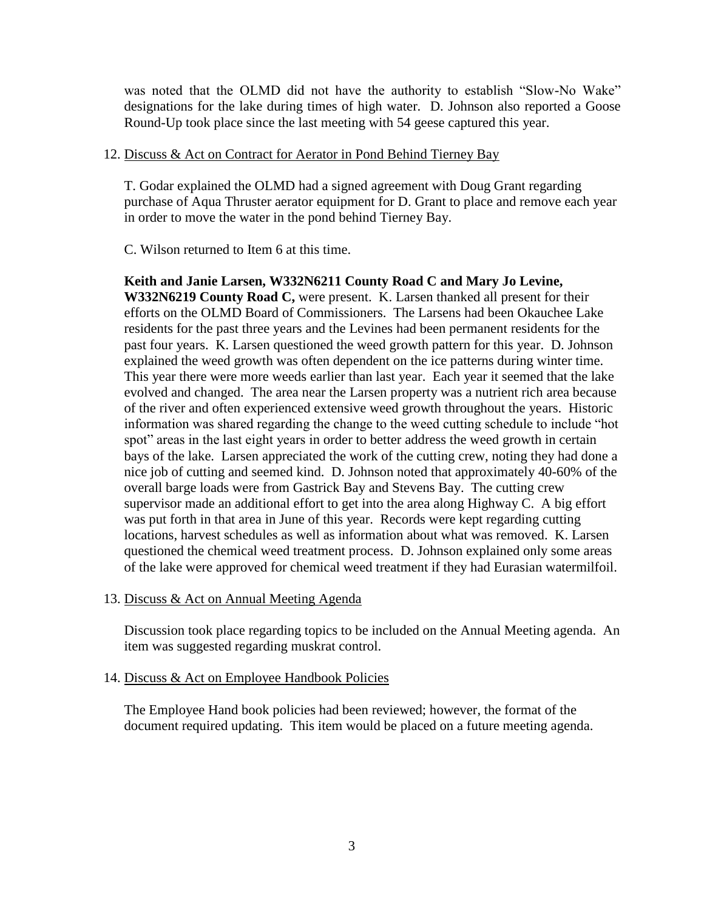was noted that the OLMD did not have the authority to establish "Slow-No Wake" designations for the lake during times of high water. D. Johnson also reported a Goose Round-Up took place since the last meeting with 54 geese captured this year.

12. <u>Discuss & Act on Contract for Aerator in Pond Behind Tierney Bay</u>

    T. Godar explained the OLMD had a signed agreement with Doug Grant regarding purchase of Aqua Thruster aerator equipment for D. Grant to place and remove each year in order to move the water in the pond behind Tierney Bay.

    C. Wilson returned to Item 6 at this time.

    **Keith and Janie Larsen, W332N6211 County Road C and Mary Jo Levine, W332N6219 County Road C,** were present. K. Larsen thanked all present for their efforts on the OLMD Board of Commissioners. The Larsens had been Okauchee Lake residents for the past three years and the Levines had been permanent residents for the past four years. K. Larsen questioned the weed growth pattern for this year. D. Johnson explained the weed growth was often dependent on the ice patterns during winter time. This year there were more weeds earlier than last year. Each year it seemed that the lake evolved and changed. The area near the Larsen property was a nutrient rich area because of the river and often experienced extensive weed growth throughout the years. Historic information was shared regarding the change to the weed cutting schedule to include "hot spot" areas in the last eight years in order to better address the weed growth in certain bays of the lake. Larsen appreciated the work of the cutting crew, noting they had done a nice job of cutting and seemed kind. D. Johnson noted that approximately 40-60% of the overall barge loads were from Gastrick Bay and Stevens Bay. The cutting crew supervisor made an additional effort to get into the area along Highway C. A big effort was put forth in that area in June of this year. Records were kept regarding cutting locations, harvest schedules as well as information about what was removed. K. Larsen questioned the chemical weed treatment process. D. Johnson explained only some areas of the lake were approved for chemical weed treatment if they had Eurasian watermilfoil.

13. <u>Discuss & Act on Annual Meeting Agenda</u>

    Discussion took place regarding topics to be included on the Annual Meeting agenda. An item was suggested regarding muskrat control.

14. <u>Discuss & Act on Employee Handbook Policies</u>

    The Employee Hand book policies had been reviewed; however, the format of the document required updating. This item would be placed on a future meeting agenda.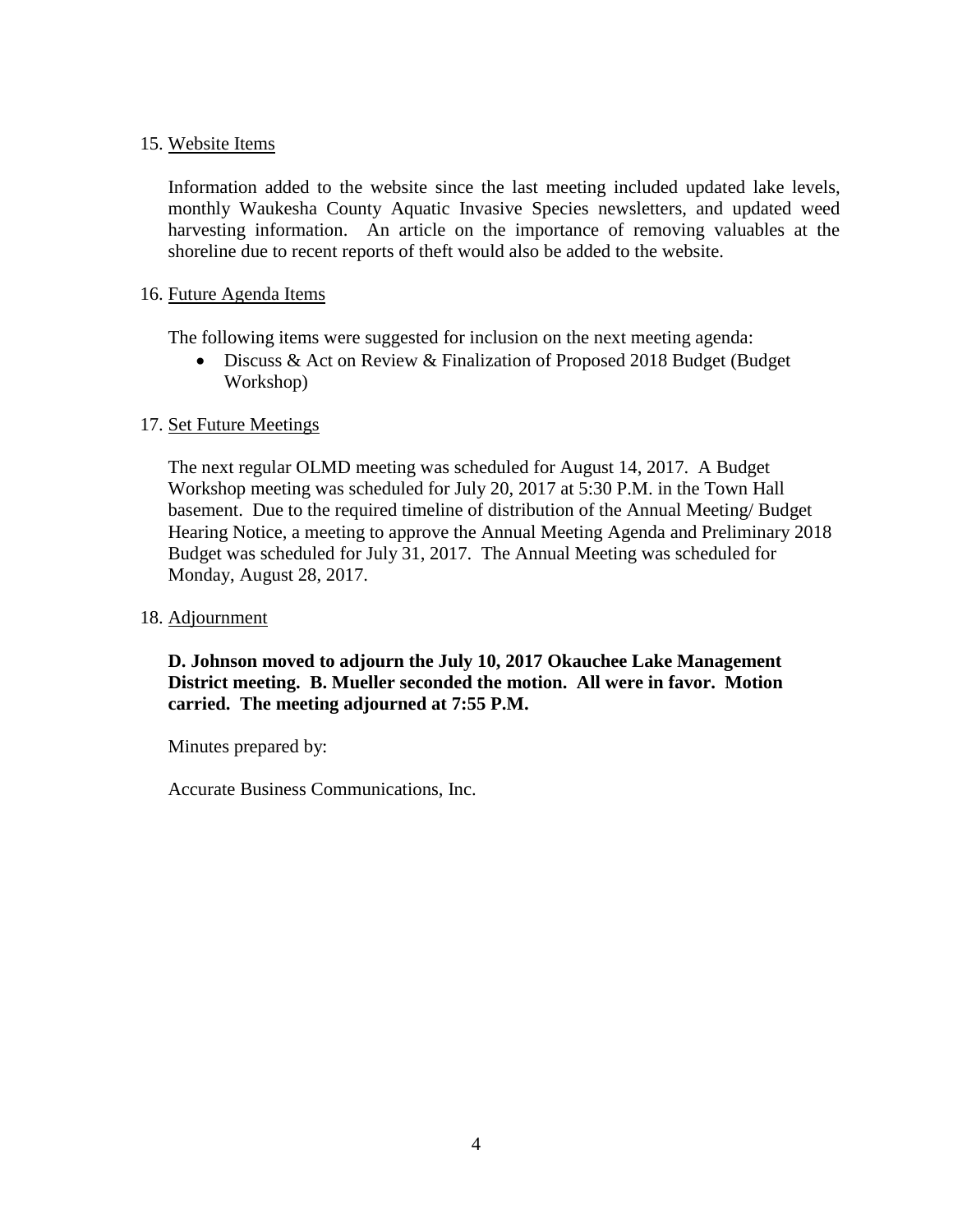15. Website Items

    Information added to the website since the last meeting included updated lake levels, monthly Waukesha County Aquatic Invasive Species newsletters, and updated weed harvesting information. An article on the importance of removing valuables at the shoreline due to recent reports of theft would also be added to the website.

16. Future Agenda Items

    The following items were suggested for inclusion on the next meeting agenda:

    - Discuss & Act on Review & Finalization of Proposed 2018 Budget (Budget Workshop)

17. Set Future Meetings

    The next regular OLMD meeting was scheduled for August 14, 2017. A Budget Workshop meeting was scheduled for July 20, 2017 at 5:30 P.M. in the Town Hall basement. Due to the required timeline of distribution of the Annual Meeting/ Budget Hearing Notice, a meeting to approve the Annual Meeting Agenda and Preliminary 2018 Budget was scheduled for July 31, 2017. The Annual Meeting was scheduled for Monday, August 28, 2017.

18. Adjournment

    **D. Johnson moved to adjourn the July 10, 2017 Okauchee Lake Management District meeting. B. Mueller seconded the motion. All were in favor. Motion carried. The meeting adjourned at 7:55 P.M.**

    Minutes prepared by:

    Accurate Business Communications, Inc.